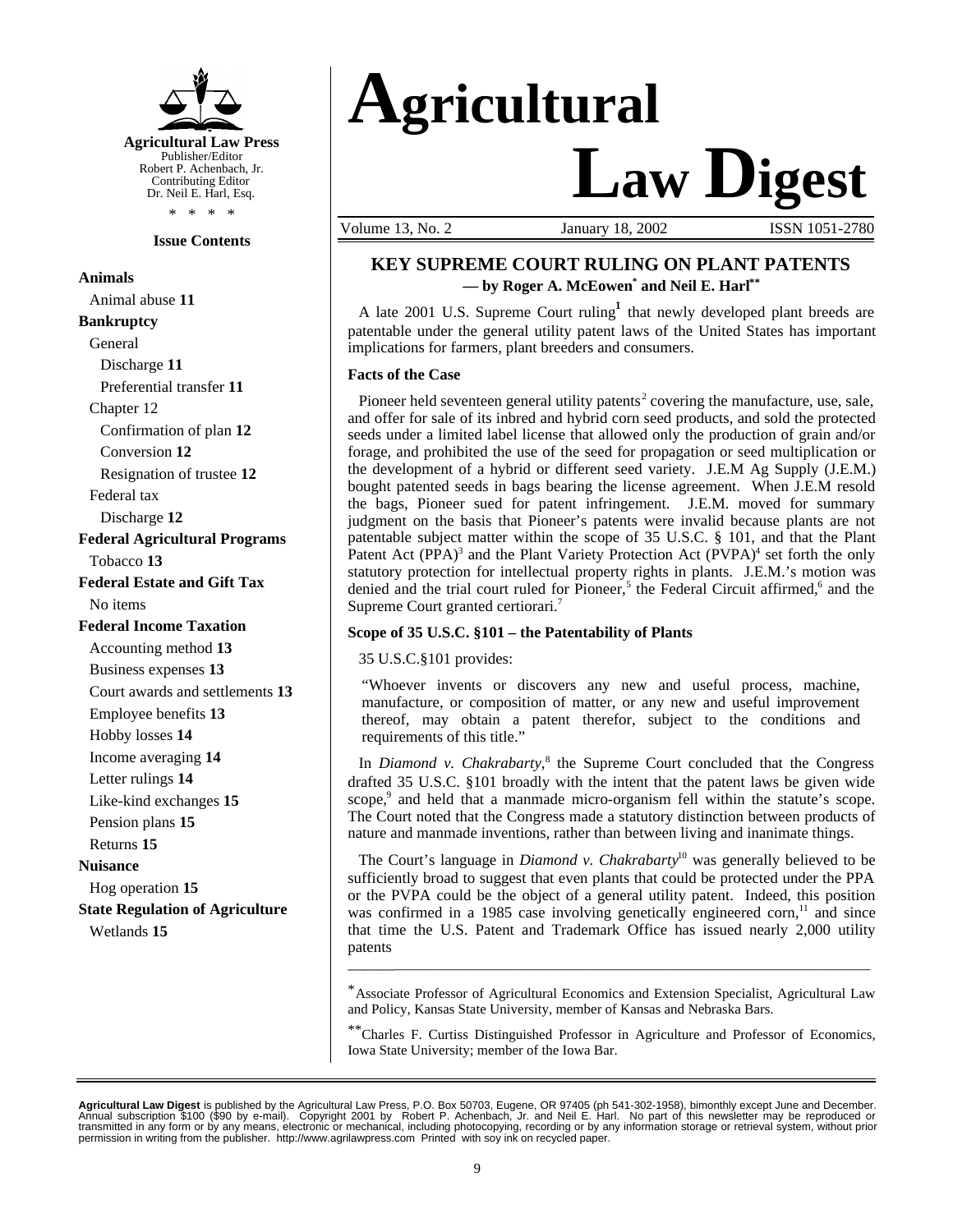Agricultural Law Press
Publisher/Editor
Robert P. Achenbach, Jr.
Contributing Editor
Dr. Neil E. Harl, Esq.

\* \* \* \*

**Issue Contents**

**Animals**
Animal abuse **11**
**Bankruptcy**
General
Discharge **11**
Preferential transfer **11**
Chapter 12
Confirmation of plan **12**
Conversion **12**
Resignation of trustee **12**
Federal tax
Discharge **12**
**Federal Agricultural Programs**
Tobacco **13**
**Federal Estate and Gift Tax**
No items
**Federal Income Taxation**
Accounting method **13**
Business expenses **13**
Court awards and settlements **13**
Employee benefits **13**
Hobby losses **14**
Income averaging **14**
Letter rulings **14**
Like-kind exchanges **15**
Pension plans **15**
Returns **15**
**Nuisance**
Hog operation **15**
**State Regulation of Agriculture**
Wetlands **15**

# Agricultural Law Digest

Volume 13, No. 2 January 18, 2002 ISSN 1051-2780

## KEY SUPREME COURT RULING ON PLANT PATENTS

**— by Roger A. McEowen[*] and Neil E. Harl[**]**

A late 2001 U.S. Supreme Court ruling[1] that newly developed plant breeds are patentable under the general utility patent laws of the United States has important implications for farmers, plant breeders and consumers.

### Facts of the Case

Pioneer held seventeen general utility patents[2] covering the manufacture, use, sale, and offer for sale of its inbred and hybrid corn seed products, and sold the protected seeds under a limited label license that allowed only the production of grain and/or forage, and prohibited the use of the seed for propagation or seed multiplication or the development of a hybrid or different seed variety. J.E.M Ag Supply (J.E.M.) bought patented seeds in bags bearing the license agreement. When J.E.M resold the bags, Pioneer sued for patent infringement. J.E.M. moved for summary judgment on the basis that Pioneer's patents were invalid because plants are not patentable subject matter within the scope of 35 U.S.C. § 101, and that the Plant Patent Act (PPA)[3] and the Plant Variety Protection Act (PVPA)[4] set forth the only statutory protection for intellectual property rights in plants. J.E.M.'s motion was denied and the trial court ruled for Pioneer,[5] the Federal Circuit affirmed,[6] and the Supreme Court granted certiorari.[7]

### Scope of 35 U.S.C. §101 – the Patentability of Plants

35 U.S.C.§101 provides:

> "Whoever invents or discovers any new and useful process, machine, manufacture, or composition of matter, or any new and useful improvement thereof, may obtain a patent therefor, subject to the conditions and requirements of this title."

In *Diamond v. Chakrabarty*,[8] the Supreme Court concluded that the Congress drafted 35 U.S.C. §101 broadly with the intent that the patent laws be given wide scope,[9] and held that a manmade micro-organism fell within the statute's scope. The Court noted that the Congress made a statutory distinction between products of nature and manmade inventions, rather than between living and inanimate things.

The Court's language in *Diamond v. Chakrabarty*[10] was generally believed to be sufficiently broad to suggest that even plants that could be protected under the PPA or the PVPA could be the object of a general utility patent. Indeed, this position was confirmed in a 1985 case involving genetically engineered corn,[11] and since that time the U.S. Patent and Trademark Office has issued nearly 2,000 utility patents

---

[*] Associate Professor of Agricultural Economics and Extension Specialist, Agricultural Law and Policy, Kansas State University, member of Kansas and Nebraska Bars.

[**] Charles F. Curtiss Distinguished Professor in Agriculture and Professor of Economics, Iowa State University; member of the Iowa Bar.

---

**Agricultural Law Digest** is published by the Agricultural Law Press, P.O. Box 50703, Eugene, OR 97405 (ph 541-302-1958), bimonthly except June and December. Annual subscription $100 ($90 by e-mail). Copyright 2001 by Robert P. Achenbach, Jr. and Neil E. Harl. No part of this newsletter may be reproduced or transmitted in any form or by any means, electronic or mechanical, including photocopying, recording or by any information storage or retrieval system, without prior permission in writing from the publisher. http://www.agrilawpress.com Printed with soy ink on recycled paper.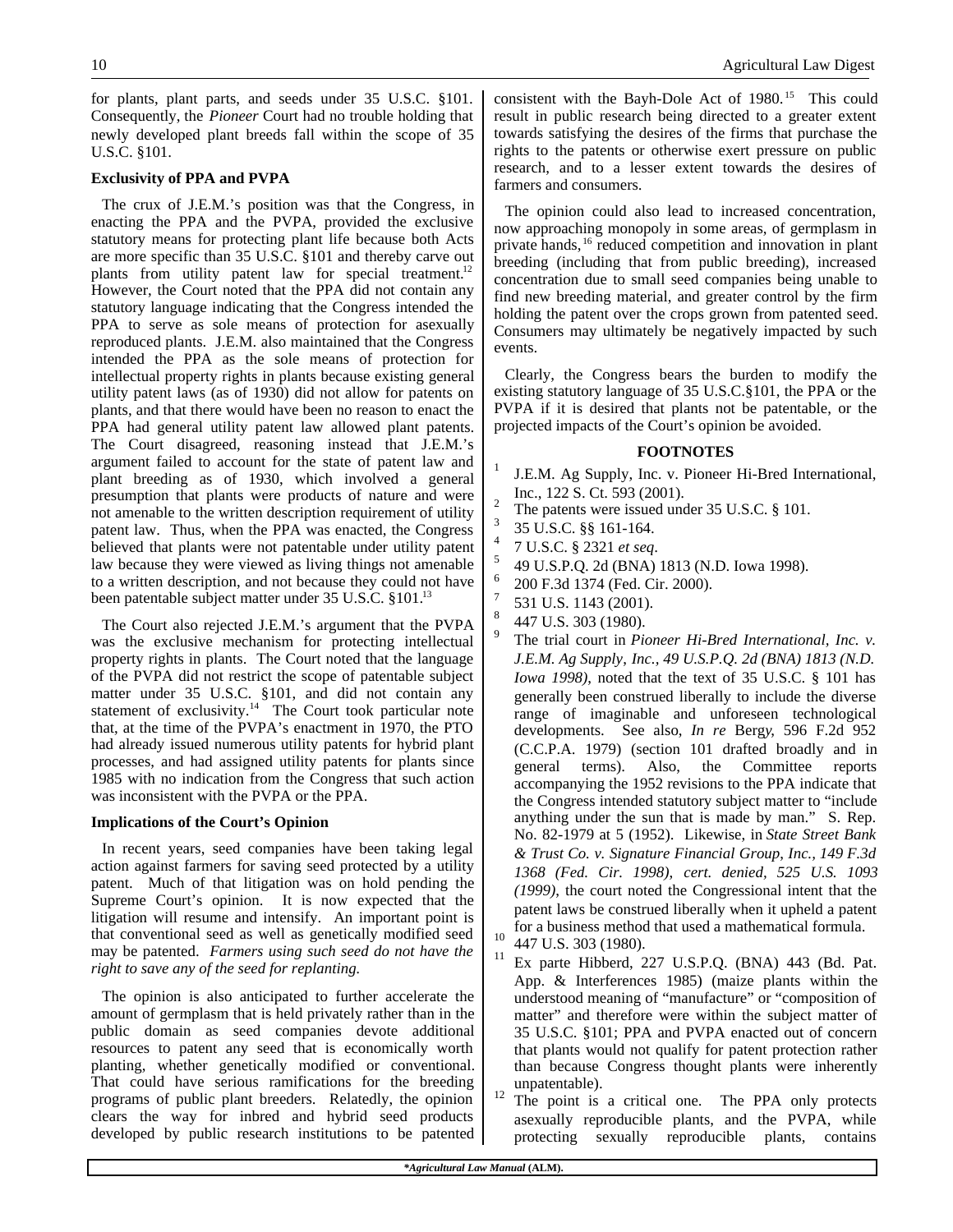for plants, plant parts, and seeds under 35 U.S.C. §101. Consequently, the *Pioneer* Court had no trouble holding that newly developed plant breeds fall within the scope of 35 U.S.C. §101.

**Exclusivity of PPA and PVPA**

The crux of J.E.M.'s position was that the Congress, in enacting the PPA and the PVPA, provided the exclusive statutory means for protecting plant life because both Acts are more specific than 35 U.S.C. §101 and thereby carve out plants from utility patent law for special treatment.[12] However, the Court noted that the PPA did not contain any statutory language indicating that the Congress intended the PPA to serve as sole means of protection for asexually reproduced plants. J.E.M. also maintained that the Congress intended the PPA as the sole means of protection for intellectual property rights in plants because existing general utility patent laws (as of 1930) did not allow for patents on plants, and that there would have been no reason to enact the PPA had general utility patent law allowed plant patents. The Court disagreed, reasoning instead that J.E.M.'s argument failed to account for the state of patent law and plant breeding as of 1930, which involved a general presumption that plants were products of nature and were not amenable to the written description requirement of utility patent law. Thus, when the PPA was enacted, the Congress believed that plants were not patentable under utility patent law because they were viewed as living things not amenable to a written description, and not because they could not have been patentable subject matter under 35 U.S.C. §101.[13]

The Court also rejected J.E.M.'s argument that the PVPA was the exclusive mechanism for protecting intellectual property rights in plants. The Court noted that the language of the PVPA did not restrict the scope of patentable subject matter under 35 U.S.C. §101, and did not contain any statement of exclusivity.[14] The Court took particular note that, at the time of the PVPA's enactment in 1970, the PTO had already issued numerous utility patents for hybrid plant processes, and had assigned utility patents for plants since 1985 with no indication from the Congress that such action was inconsistent with the PVPA or the PPA.

**Implications of the Court's Opinion**

In recent years, seed companies have been taking legal action against farmers for saving seed protected by a utility patent. Much of that litigation was on hold pending the Supreme Court's opinion. It is now expected that the litigation will resume and intensify. An important point is that conventional seed as well as genetically modified seed may be patented. *Farmers using such seed do not have the right to save any of the seed for replanting.*

The opinion is also anticipated to further accelerate the amount of germplasm that is held privately rather than in the public domain as seed companies devote additional resources to patent any seed that is economically worth planting, whether genetically modified or conventional. That could have serious ramifications for the breeding programs of public plant breeders. Relatedly, the opinion clears the way for inbred and hybrid seed products developed by public research institutions to be patented consistent with the Bayh-Dole Act of 1980.[15] This could result in public research being directed to a greater extent towards satisfying the desires of the firms that purchase the rights to the patents or otherwise exert pressure on public research, and to a lesser extent towards the desires of farmers and consumers.

The opinion could also lead to increased concentration, now approaching monopoly in some areas, of germplasm in private hands,[16] reduced competition and innovation in plant breeding (including that from public breeding), increased concentration due to small seed companies being unable to find new breeding material, and greater control by the firm holding the patent over the crops grown from patented seed. Consumers may ultimately be negatively impacted by such events.

Clearly, the Congress bears the burden to modify the existing statutory language of 35 U.S.C.§101, the PPA or the PVPA if it is desired that plants not be patentable, or the projected impacts of the Court's opinion be avoided.

**FOOTNOTES**

1. J.E.M. Ag Supply, Inc. v. Pioneer Hi-Bred International, Inc., 122 S. Ct. 593 (2001).
2. The patents were issued under 35 U.S.C. § 101.
3. 35 U.S.C. §§ 161-164.
4. 7 U.S.C. § 2321 *et seq*.
5. 49 U.S.P.Q. 2d (BNA) 1813 (N.D. Iowa 1998).
6. 200 F.3d 1374 (Fed. Cir. 2000).
7. 531 U.S. 1143 (2001).
8. 447 U.S. 303 (1980).
9. The trial court in *Pioneer Hi-Bred International, Inc. v. J.E.M. Ag Supply, Inc., 49 U.S.P.Q. 2d (BNA) 1813 (N.D. Iowa 1998)*, noted that the text of 35 U.S.C. § 101 has generally been construed liberally to include the diverse range of imaginable and unforeseen technological developments. See also, *In re* Bergy, 596 F.2d 952 (C.C.P.A. 1979) (section 101 drafted broadly and in general terms). Also, the Committee reports accompanying the 1952 revisions to the PPA indicate that the Congress intended statutory subject matter to "include anything under the sun that is made by man." S. Rep. No. 82-1979 at 5 (1952). Likewise, in *State Street Bank & Trust Co. v. Signature Financial Group, Inc., 149 F.3d 1368 (Fed. Cir. 1998), cert. denied, 525 U.S. 1093 (1999)*, the court noted the Congressional intent that the patent laws be construed liberally when it upheld a patent for a business method that used a mathematical formula.
10. 447 U.S. 303 (1980).
11. Ex parte Hibberd, 227 U.S.P.Q. (BNA) 443 (Bd. Pat. App. & Interferences 1985) (maize plants within the understood meaning of "manufacture" or "composition of matter" and therefore were within the subject matter of 35 U.S.C. §101; PPA and PVPA enacted out of concern that plants would not qualify for patent protection rather than because Congress thought plants were inherently unpatentable).
12. The point is a critical one. The PPA only protects asexually reproducible plants, and the PVPA, while protecting sexually reproducible plants, contains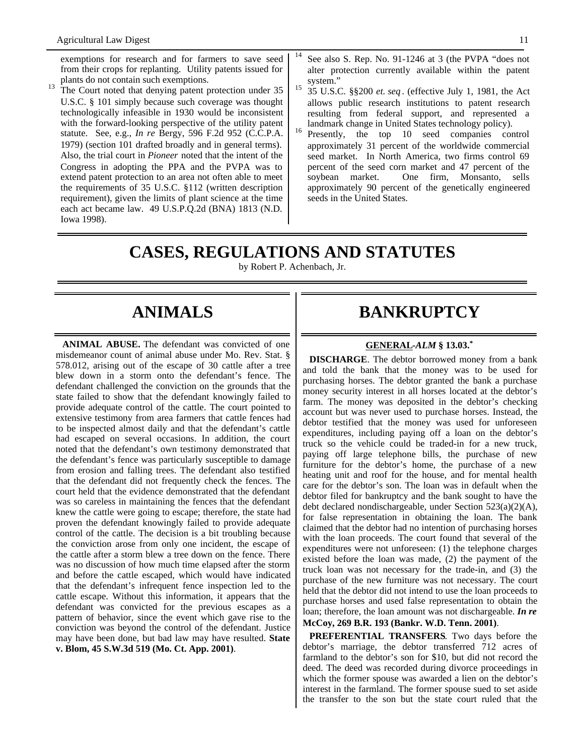exemptions for research and for farmers to save seed from their crops for replanting. Utility patents issued for plants do not contain such exemptions.

[13] The Court noted that denying patent protection under 35 U.S.C. § 101 simply because such coverage was thought technologically infeasible in 1930 would be inconsistent with the forward-looking perspective of the utility patent statute. See, e.g., *In re* Bergy, 596 F.2d 952 (C.C.P.A. 1979) (section 101 drafted broadly and in general terms). Also, the trial court in *Pioneer* noted that the intent of the Congress in adopting the PPA and the PVPA was to extend patent protection to an area not often able to meet the requirements of 35 U.S.C. §112 (written description requirement), given the limits of plant science at the time each act became law. 49 U.S.P.Q.2d (BNA) 1813 (N.D. Iowa 1998).

[14] See also S. Rep. No. 91-1246 at 3 (the PVPA "does not alter protection currently available within the patent system."

[15] 35 U.S.C. §§200 *et. seq*. (effective July 1, 1981, the Act allows public research institutions to patent research resulting from federal support, and represented a landmark change in United States technology policy).

[16] Presently, the top 10 seed companies control approximately 31 percent of the worldwide commercial seed market. In North America, two firms control 69 percent of the seed corn market and 47 percent of the soybean market. One firm, Monsanto, sells approximately 90 percent of the genetically engineered seeds in the United States.

# CASES, REGULATIONS AND STATUTES

by Robert P. Achenbach, Jr.

## ANIMALS

**ANIMAL ABUSE.** The defendant was convicted of one misdemeanor count of animal abuse under Mo. Rev. Stat. § 578.012, arising out of the escape of 30 cattle after a tree blew down in a storm onto the defendant's fence. The defendant challenged the conviction on the grounds that the state failed to show that the defendant knowingly failed to provide adequate control of the cattle. The court pointed to extensive testimony from area farmers that cattle fences had to be inspected almost daily and that the defendant's cattle had escaped on several occasions. In addition, the court noted that the defendant's own testimony demonstrated that the defendant's fence was particularly susceptible to damage from erosion and falling trees. The defendant also testified that the defendant did not frequently check the fences. The court held that the evidence demonstrated that the defendant was so careless in maintaining the fences that the defendant knew the cattle were going to escape; therefore, the state had proven the defendant knowingly failed to provide adequate control of the cattle. The decision is a bit troubling because the conviction arose from only one incident, the escape of the cattle after a storm blew a tree down on the fence. There was no discussion of how much time elapsed after the storm and before the cattle escaped, which would have indicated that the defendant's infrequent fence inspection led to the cattle escape. Without this information, it appears that the defendant was convicted for the previous escapes as a pattern of behavior, since the event which gave rise to the conviction was beyond the control of the defendant. Justice may have been done, but bad law may have resulted. **State v. Blom, 45 S.W.3d 519 (Mo. Ct. App. 2001)**.

## BANKRUPTCY

### GENERAL -*ALM* § 13.03.*

**DISCHARGE**. The debtor borrowed money from a bank and told the bank that the money was to be used for purchasing horses. The debtor granted the bank a purchase money security interest in all horses located at the debtor's farm. The money was deposited in the debtor's checking account but was never used to purchase horses. Instead, the debtor testified that the money was used for unforeseen expenditures, including paying off a loan on the debtor's truck so the vehicle could be traded-in for a new truck, paying off large telephone bills, the purchase of new furniture for the debtor's home, the purchase of a new heating unit and roof for the house, and for mental health care for the debtor's son. The loan was in default when the debtor filed for bankruptcy and the bank sought to have the debt declared nondischargeable, under Section 523(a)(2)(A), for false representation in obtaining the loan. The bank claimed that the debtor had no intention of purchasing horses with the loan proceeds. The court found that several of the expenditures were not unforeseen: (1) the telephone charges existed before the loan was made, (2) the payment of the truck loan was not necessary for the trade-in, and (3) the purchase of the new furniture was not necessary. The court held that the debtor did not intend to use the loan proceeds to purchase horses and used false representation to obtain the loan; therefore, the loan amount was not dischargeable. ***In re* McCoy, 269 B.R. 193 (Bankr. W.D. Tenn. 2001)**.

**PREFERENTIAL TRANSFERS**. Two days before the debtor's marriage, the debtor transferred 712 acres of farmland to the debtor's son for $10, but did not record the deed. The deed was recorded during divorce proceedings in which the former spouse was awarded a lien on the debtor's interest in the farmland. The former spouse sued to set aside the transfer to the son but the state court ruled that the